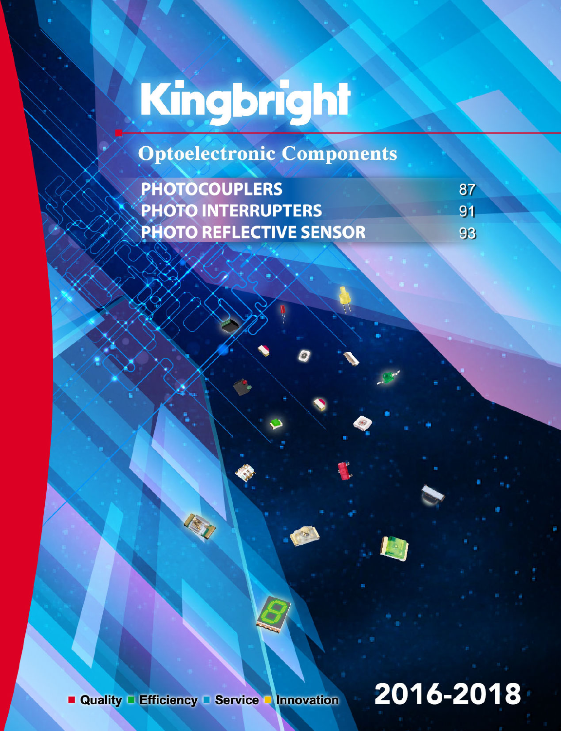# Kingbright

## Optoelectronic Components

| | |
|---|---|
| PHOTOCOUPLERS | 87 |
| PHOTO INTERRUPTERS | 91 |
| PHOTO REFLECTIVE SENSOR | 93 |

Quality Efficiency Service Innovation

**2016-2018**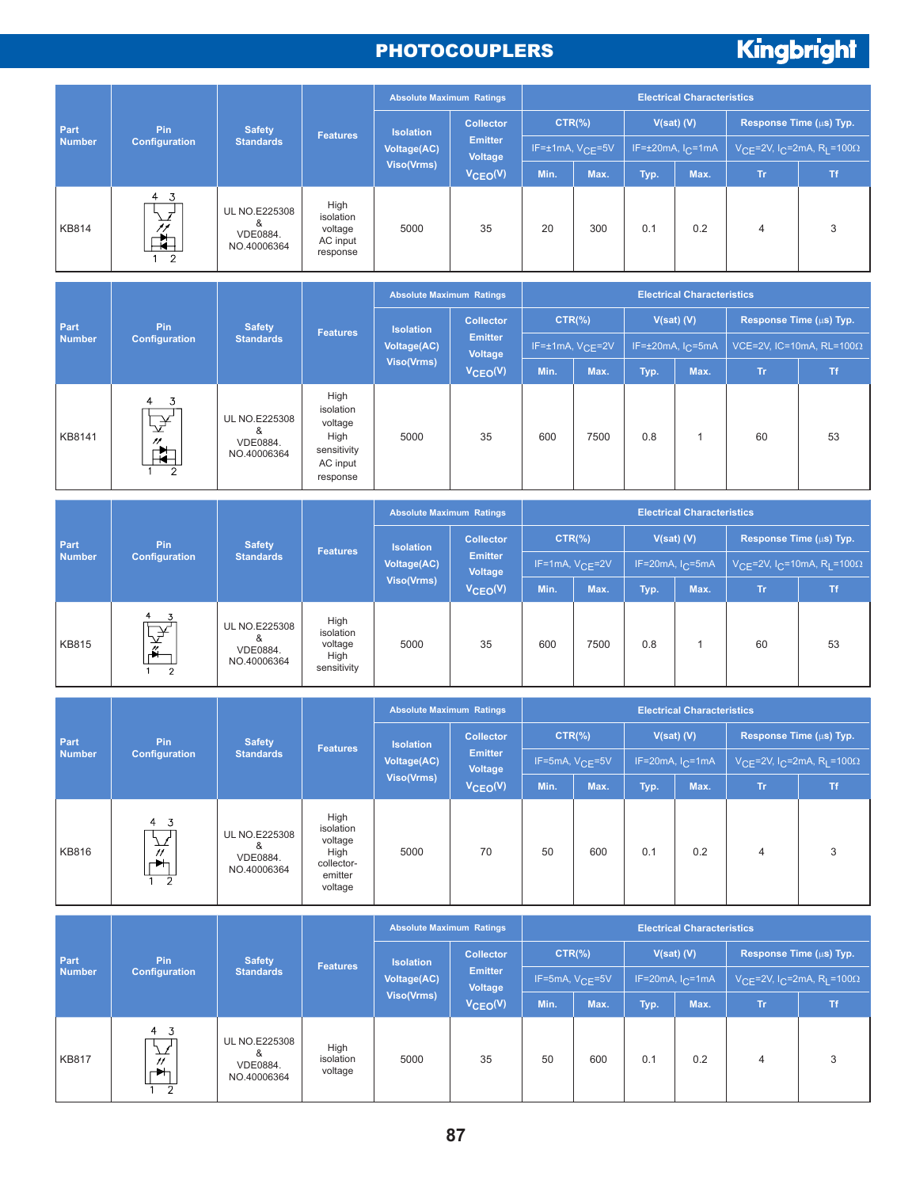# PHOTOCOUPLERS

| Part Number | Pin Configuration | Safety Standards | Features | Absolute Maximum Ratings | | Electrical Characteristics | | | | | |
|---|---|---|---|---|---|---|---|---|---|---|---|
| | | | | Isolation Voltage(AC) Viso(Vrms) | Collector Emitter Voltage $V_{CEO}$(V) | CTR(%) | | V(sat) (V) | | Response Time (µs) Typ. | |
| | | | | | | IF=±1mA, $V_{CE}$=5V | | IF=±20mA, $I_C$=1mA | | $V_{CE}$=2V, $I_C$=2mA, $R_L$=100Ω | |
| | | | | | | Min. | Max. | Typ. | Max. | Tr | Tf |
| KB814 | | UL NO.E225308 & VDE0884. NO.40006364 | High isolation voltage AC input response | 5000 | 35 | 20 | 300 | 0.1 | 0.2 | 4 | 3 |

| Part Number | Pin Configuration | Safety Standards | Features | Absolute Maximum Ratings | | Electrical Characteristics | | | | | |
|---|---|---|---|---|---|---|---|---|---|---|---|
| | | | | Isolation Voltage(AC) Viso(Vrms) | Collector Emitter Voltage $V_{CEO}$(V) | CTR(%) | | V(sat) (V) | | Response Time (µs) Typ. | |
| | | | | | | IF=±1mA, $V_{CE}$=2V | | IF=±20mA, $I_C$=5mA | | VCE=2V, IC=10mA, RL=100Ω | |
| | | | | | | Min. | Max. | Typ. | Max. | Tr | Tf |
| KB8141 | | UL NO.E225308 & VDE0884. NO.40006364 | High isolation voltage High sensitivity AC input response | 5000 | 35 | 600 | 7500 | 0.8 | 1 | 60 | 53 |

| Part Number | Pin Configuration | Safety Standards | Features | Absolute Maximum Ratings | | Electrical Characteristics | | | | | |
|---|---|---|---|---|---|---|---|---|---|---|---|
| | | | | Isolation Voltage(AC) Viso(Vrms) | Collector Emitter Voltage $V_{CEO}$(V) | CTR(%) | | V(sat) (V) | | Response Time (µs) Typ. | |
| | | | | | | IF=1mA, $V_{CE}$=2V | | IF=20mA, $I_C$=5mA | | $V_{CE}$=2V, $I_C$=10mA, $R_L$=100Ω | |
| | | | | | | Min. | Max. | Typ. | Max. | Tr | Tf |
| KB815 | | UL NO.E225308 & VDE0884. NO.40006364 | High isolation voltage High sensitivity | 5000 | 35 | 600 | 7500 | 0.8 | 1 | 60 | 53 |

| Part Number | Pin Configuration | Safety Standards | Features | Absolute Maximum Ratings | | Electrical Characteristics | | | | | |
|---|---|---|---|---|---|---|---|---|---|---|---|
| | | | | Isolation Voltage(AC) Viso(Vrms) | Collector Emitter Voltage $V_{CEO}$(V) | CTR(%) | | V(sat) (V) | | Response Time (µs) Typ. | |
| | | | | | | IF=5mA, $V_{CE}$=5V | | IF=20mA, $I_C$=1mA | | $V_{CE}$=2V, $I_C$=2mA, $R_L$=100Ω | |
| | | | | | | Min. | Max. | Typ. | Max. | Tr | Tf |
| KB816 | | UL NO.E225308 & VDE0884. NO.40006364 | High isolation voltage High collector-emitter voltage | 5000 | 70 | 50 | 600 | 0.1 | 0.2 | 4 | 3 |

| Part Number | Pin Configuration | Safety Standards | Features | Absolute Maximum Ratings | | Electrical Characteristics | | | | | |
|---|---|---|---|---|---|---|---|---|---|---|---|
| | | | | Isolation Voltage(AC) Viso(Vrms) | Collector Emitter Voltage $V_{CEO}$(V) | CTR(%) | | V(sat) (V) | | Response Time (µs) Typ. | |
| | | | | | | IF=5mA, $V_{CE}$=5V | | IF=20mA, $I_C$=1mA | | $V_{CE}$=2V, $I_C$=2mA, $R_L$=100Ω | |
| | | | | | | Min. | Max. | Typ. | Max. | Tr | Tf |
| KB817 | | UL NO.E225308 & VDE0884. NO.40006364 | High isolation voltage | 5000 | 35 | 50 | 600 | 0.1 | 0.2 | 4 | 3 |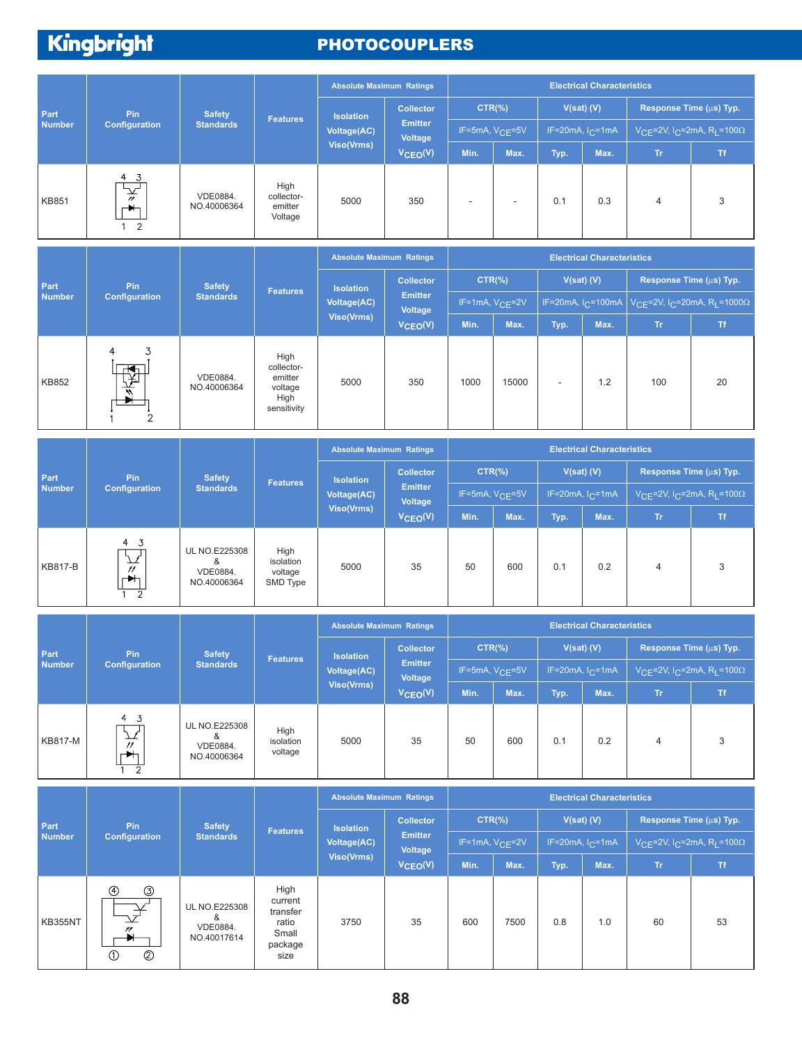# PHOTOCOUPLERS

| Part Number | Pin Configuration | Safety Standards | Features | Absolute Maximum Ratings | | Electrical Characteristics | | | | | |
|---|---|---|---|---|---|---|---|---|---|---|---|
| | | | | Isolation Voltage(AC) Viso(Vrms) | Collector Emitter Voltage $V_{CEO}$(V) | CTR(%) | | V(sat) (V) | | Response Time (µs) Typ. | |
| | | | | | | IF=5mA, $V_{CE}$=5V | | IF=20mA, $I_C$=1mA | | $V_{CE}$=2V, $I_C$=2mA, $R_L$=100Ω | |
| | | | | | | Min. | Max. | Typ. | Max. | Tr | Tf |
| KB851 | 4 3 / 1 2 | VDE0884. NO.40006364 | High collector-emitter Voltage | 5000 | 350 | - | - | 0.1 | 0.3 | 4 | 3 |

| Part Number | Pin Configuration | Safety Standards | Features | Absolute Maximum Ratings | | Electrical Characteristics | | | | | |
|---|---|---|---|---|---|---|---|---|---|---|---|
| | | | | Isolation Voltage(AC) Viso(Vrms) | Collector Emitter Voltage $V_{CEO}$(V) | CTR(%) | | V(sat) (V) | | Response Time (µs) Typ. | |
| | | | | | | IF=1mA, $V_{CE}$=2V | | IF=20mA, $I_C$=100mA | | $V_{CE}$=2V, $I_C$=20mA, $R_L$=1000Ω | |
| | | | | | | Min. | Max. | Typ. | Max. | Tr | Tf |
| KB852 | 4 3 / 1 2 | VDE0884. NO.40006364 | High collector-emitter voltage High sensitivity | 5000 | 350 | 1000 | 15000 | - | 1.2 | 100 | 20 |

| Part Number | Pin Configuration | Safety Standards | Features | Absolute Maximum Ratings | | Electrical Characteristics | | | | | |
|---|---|---|---|---|---|---|---|---|---|---|---|
| | | | | Isolation Voltage(AC) Viso(Vrms) | Collector Emitter Voltage $V_{CEO}$(V) | CTR(%) | | V(sat) (V) | | Response Time (µs) Typ. | |
| | | | | | | IF=5mA, $V_{CE}$=5V | | IF=20mA, $I_C$=1mA | | $V_{CE}$=2V, $I_C$=2mA, $R_L$=100Ω | |
| | | | | | | Min. | Max. | Typ. | Max. | Tr | Tf |
| KB817-B | 4 3 / 1 2 | UL NO.E225308 & VDE0884. NO.40006364 | High isolation voltage SMD Type | 5000 | 35 | 50 | 600 | 0.1 | 0.2 | 4 | 3 |

| Part Number | Pin Configuration | Safety Standards | Features | Absolute Maximum Ratings | | Electrical Characteristics | | | | | |
|---|---|---|---|---|---|---|---|---|---|---|---|
| | | | | Isolation Voltage(AC) Viso(Vrms) | Collector Emitter Voltage $V_{CEO}$(V) | CTR(%) | | V(sat) (V) | | Response Time (µs) Typ. | |
| | | | | | | IF=5mA, $V_{CE}$=5V | | IF=20mA, $I_C$=1mA | | $V_{CE}$=2V, $I_C$=2mA, $R_L$=100Ω | |
| | | | | | | Min. | Max. | Typ. | Max. | Tr | Tf |
| KB817-M | 4 3 / 1 2 | UL NO.E225308 & VDE0884. NO.40006364 | High isolation voltage | 5000 | 35 | 50 | 600 | 0.1 | 0.2 | 4 | 3 |

| Part Number | Pin Configuration | Safety Standards | Features | Absolute Maximum Ratings | | Electrical Characteristics | | | | | |
|---|---|---|---|---|---|---|---|---|---|---|---|
| | | | | Isolation Voltage(AC) Viso(Vrms) | Collector Emitter Voltage $V_{CEO}$(V) | CTR(%) | | V(sat) (V) | | Response Time (µs) Typ. | |
| | | | | | | IF=1mA, $V_{CE}$=2V | | IF=20mA, $I_C$=1mA | | $V_{CE}$=2V, $I_C$=2mA, $R_L$=100Ω | |
| | | | | | | Min. | Max. | Typ. | Max. | Tr | Tf |
| KB355NT | ④ ③ / ① ② | UL NO.E225308 & VDE0884. NO.40017614 | High current transfer ratio Small package size | 3750 | 35 | 600 | 7500 | 0.8 | 1.0 | 60 | 53 |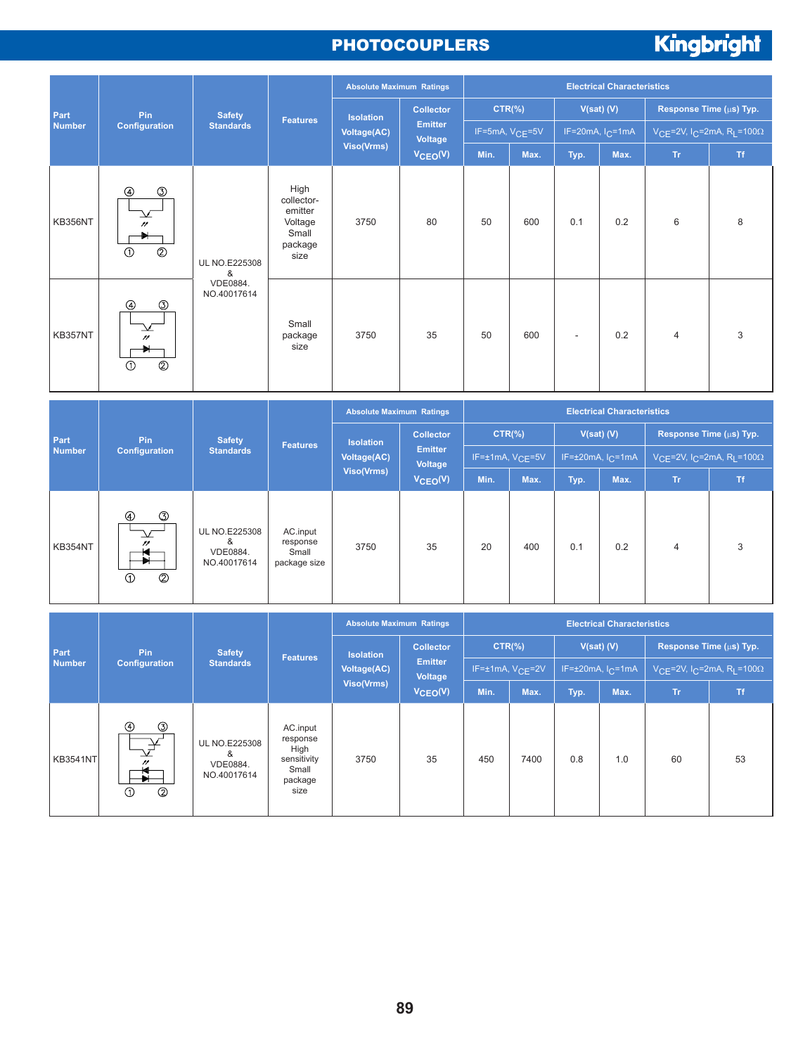# PHOTOCOUPLERS

| Part Number | Pin Configuration | Safety Standards | Features | Absolute Maximum Ratings | | Electrical Characteristics | | | | | |
|---|---|---|---|---|---|---|---|---|---|---|---|
| | | | | Isolation Voltage(AC) Viso(Vrms) | Collector Emitter Voltage $V_{CEO}$(V) | CTR(%) | | V(sat) (V) | | Response Time (µs) Typ. | |
| | | | | | | IF=5mA, $V_{CE}$=5V | | IF=20mA, $I_C$=1mA | | $V_{CE}$=2V, $I_C$=2mA, $R_L$=100Ω | |
| | | | | | | Min. | Max. | Typ. | Max. | Tr | Tf |
| KB356NT | | UL NO.E225308 & VDE0884. NO.40017614 | High collector-emitter Voltage Small package size | 3750 | 80 | 50 | 600 | 0.1 | 0.2 | 6 | 8 |
| KB357NT | | | Small package size | 3750 | 35 | 50 | 600 | - | 0.2 | 4 | 3 |

| Part Number | Pin Configuration | Safety Standards | Features | Absolute Maximum Ratings | | Electrical Characteristics | | | | | |
|---|---|---|---|---|---|---|---|---|---|---|---|
| | | | | Isolation Voltage(AC) Viso(Vrms) | Collector Emitter Voltage $V_{CEO}$(V) | CTR(%) | | V(sat) (V) | | Response Time (µs) Typ. | |
| | | | | | | IF=±1mA, $V_{CE}$=5V | | IF=±20mA, $I_C$=1mA | | $V_{CE}$=2V, $I_C$=2mA, $R_L$=100Ω | |
| | | | | | | Min. | Max. | Typ. | Max. | Tr | Tf |
| KB354NT | | UL NO.E225308 & VDE0884. NO.40017614 | AC.input response Small package size | 3750 | 35 | 20 | 400 | 0.1 | 0.2 | 4 | 3 |

| Part Number | Pin Configuration | Safety Standards | Features | Absolute Maximum Ratings | | Electrical Characteristics | | | | | |
|---|---|---|---|---|---|---|---|---|---|---|---|
| | | | | Isolation Voltage(AC) Viso(Vrms) | Collector Emitter Voltage $V_{CEO}$(V) | CTR(%) | | V(sat) (V) | | Response Time (µs) Typ. | |
| | | | | | | IF=±1mA, $V_{CE}$=2V | | IF=±20mA, $I_C$=1mA | | $V_{CE}$=2V, $I_C$=2mA, $R_L$=100Ω | |
| | | | | | | Min. | Max. | Typ. | Max. | Tr | Tf |
| KB3541NT | | UL NO.E225308 & VDE0884. NO.40017614 | AC.input response High sensitivity Small package size | 3750 | 35 | 450 | 7400 | 0.8 | 1.0 | 60 | 53 |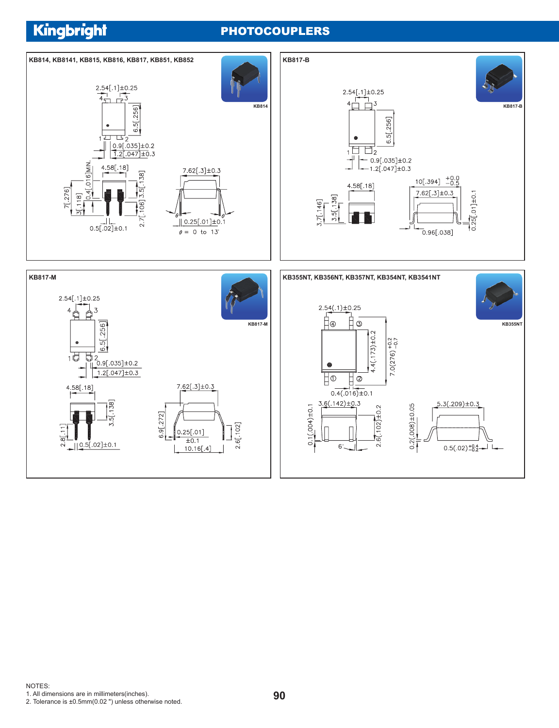# Kingbright

## PHOTOCOUPLERS

### KB814, KB8141, KB815, KB816, KB817, KB851, KB852

KB814

2.54[.1]±0.25

4 3

6.5[.256]

1 2

0.9[.035]±0.2

1.2[.047]±0.3

4.58[.18]

0.4[.016]MIN.

7[.276]

3[.118]

3.5[.138]

2.7[.106]

0.5[.02]±0.1

7.62[.3]±0.3

0.25[.01]±0.1

θ = 0 to 13°

### KB817-B

KB817-B

2.54[.1]±0.25

4 3

6.5[.256]

1 2

0.9[.035]±0.2

1.2[.047]±0.3

4.58[.18]

3.7[.146]

3.5[.138]

10[.394] $^{+0.0}_{-0.5}$

7.62[.3]±0.3

0.25[.01]±0.1

0.96[.038]

### KB817-M

KB817-M

2.54[.1]±0.25

4 3

6.5[.256]

1 2

0.9[.035]±0.2

1.2[.047]±0.3

4.58[.18]

3.5[.138]

2.8[.11]

0.5[.02]±0.1

7.62[.3]±0.3

6.9[.272]

0.25[.01] ±0.1

10.16[.4]

2.6[.102]

### KB355NT, KB356NT, KB357NT, KB354NT, KB3541NT

KB355NT

2.54(.1)±0.25

④ ③

① ②

4.4(.173)±0.2

7.0(276) $^{+0.2}_{-0.7}$

0.4(.016)±0.1

3.6(.142)±0.3

0.1(.004)±0.1

2.6(.102)±0.2

6°

0.2(.008)±0.05

5.3(.209)±0.3

0.5(.02) $^{+0.4}_{-0.2}$

NOTES:
1. All dimensions are in millimeters(inches).
2. Tolerance is ±0.5mm(0.02 ") unless otherwise noted.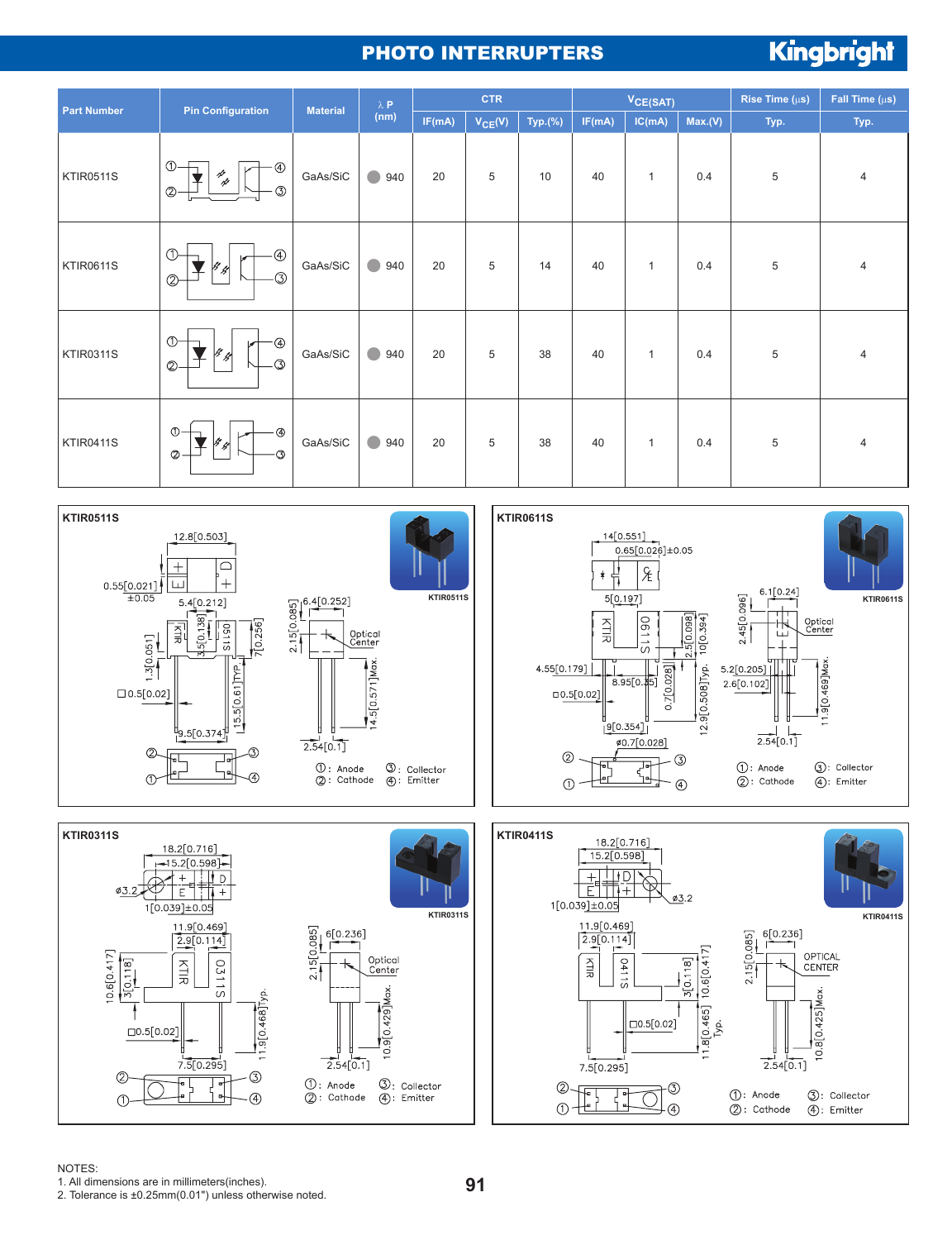# PHOTO INTERRUPTERS

Kingbright

| Part Number | Pin Configuration | Material | λ P (nm) | CTR | | | $V_{CE(SAT)}$ | | | Rise Time (µs) | Fall Time (µs) |
|---|---|---|---|---|---|---|---|---|---|---|---|
| | | | | IF(mA) | $V_{CE}$(V) | Typ.(%) | IF(mA) | IC(mA) | Max.(V) | Typ. | Typ. |
| KTIR0511S | | GaAs/SiC | 940 | 20 | 5 | 10 | 40 | 1 | 0.4 | 5 | 4 |
| KTIR0611S | | GaAs/SiC | 940 | 20 | 5 | 14 | 40 | 1 | 0.4 | 5 | 4 |
| KTIR0311S | | GaAs/SiC | 940 | 20 | 5 | 38 | 40 | 1 | 0.4 | 5 | 4 |
| KTIR0411S | | GaAs/SiC | 940 | 20 | 5 | 38 | 40 | 1 | 0.4 | 5 | 4 |

## KTIR0511S

①: Anode ②: Cathode ③: Collector ④: Emitter

## KTIR0611S

①: Anode ②: Cathode ③: Collector ④: Emitter

## KTIR0311S

①: Anode ②: Cathode ③: Collector ④: Emitter

## KTIR0411S

①: Anode ②: Cathode ③: Collector ④: Emitter

NOTES:
1. All dimensions are in millimeters(inches).
2. Tolerance is ±0.25mm(0.01") unless otherwise noted.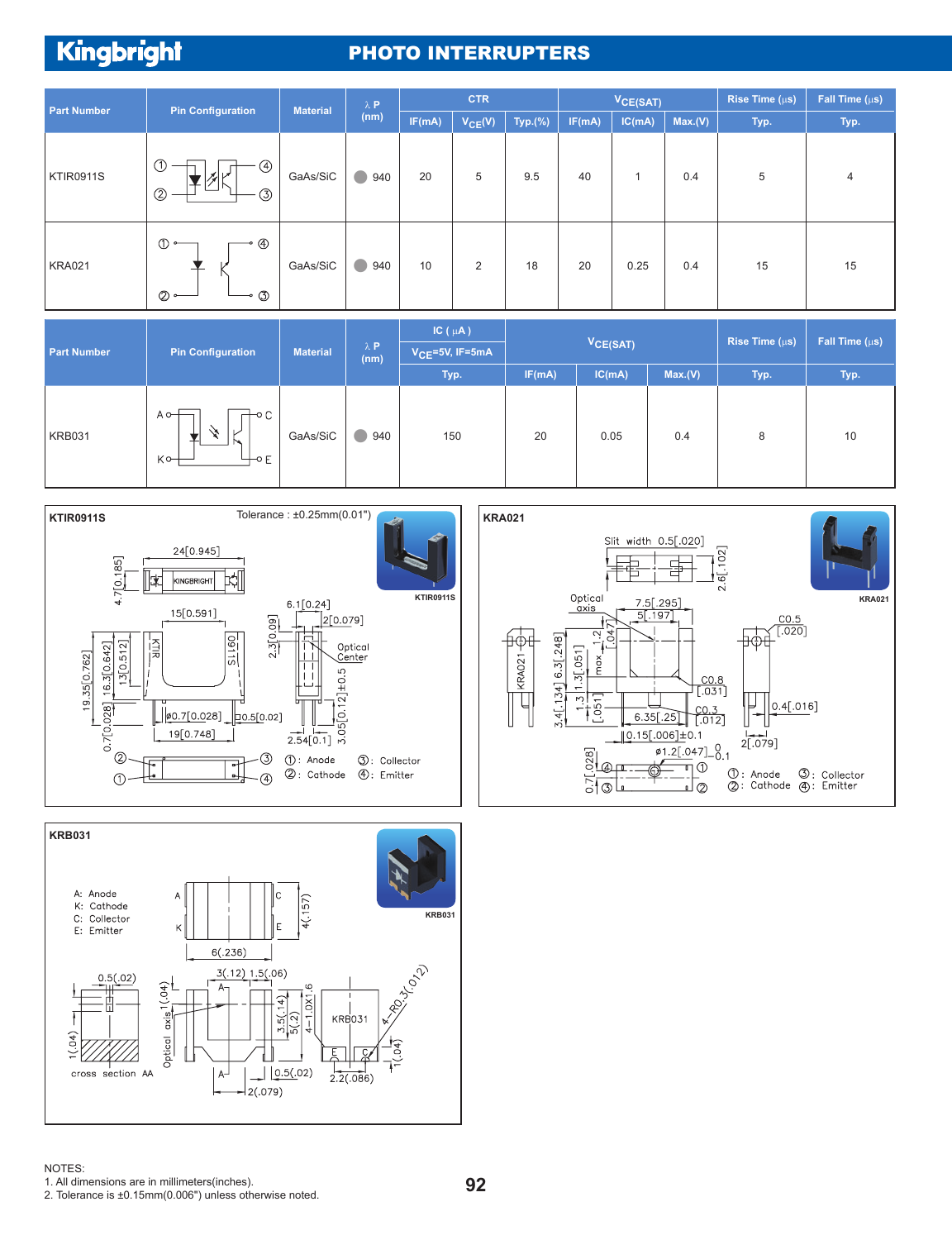# Kingbright

## PHOTO INTERRUPTERS

| Part Number | Pin Configuration | Material | λ P (nm) | CTR | | | $V_{CE(SAT)}$ | | | Rise Time (μs) | Fall Time (μs) |
|---|---|---|---|---|---|---|---|---|---|---|---|
| | | | | IF(mA) | $V_{CE}$(V) | Typ.(%) | IF(mA) | IC(mA) | Max.(V) | Typ. | Typ. |
| KTIR0911S | | GaAs/SiC | 940 | 20 | 5 | 9.5 | 40 | 1 | 0.4 | 5 | 4 |
| KRA021 | | GaAs/SiC | 940 | 10 | 2 | 18 | 20 | 0.25 | 0.4 | 15 | 15 |

| Part Number | Pin Configuration | Material | λ P (nm) | IC ( μA ) $V_{CE}$=5V, IF=5mA | $V_{CE(SAT)}$ | | | Rise Time (μs) | Fall Time (μs) |
|---|---|---|---|---|---|---|---|---|---|
| | | | | Typ. | IF(mA) | IC(mA) | Max.(V) | Typ. | Typ. |
| KRB031 | | GaAs/SiC | 940 | 150 | 20 | 0.05 | 0.4 | 8 | 10 |

### KTIR0911S

Tolerance : ±0.25mm(0.01")

①: Anode ②: Cathode ③: Collector ④: Emitter

### KRA021

①: Anode ②: Cathode ③: Collector ④: Emitter

### KRB031

A: Anode
K: Cathode
C: Collector
E: Emitter

NOTES:
1. All dimensions are in millimeters(inches).
2. Tolerance is ±0.15mm(0.006") unless otherwise noted.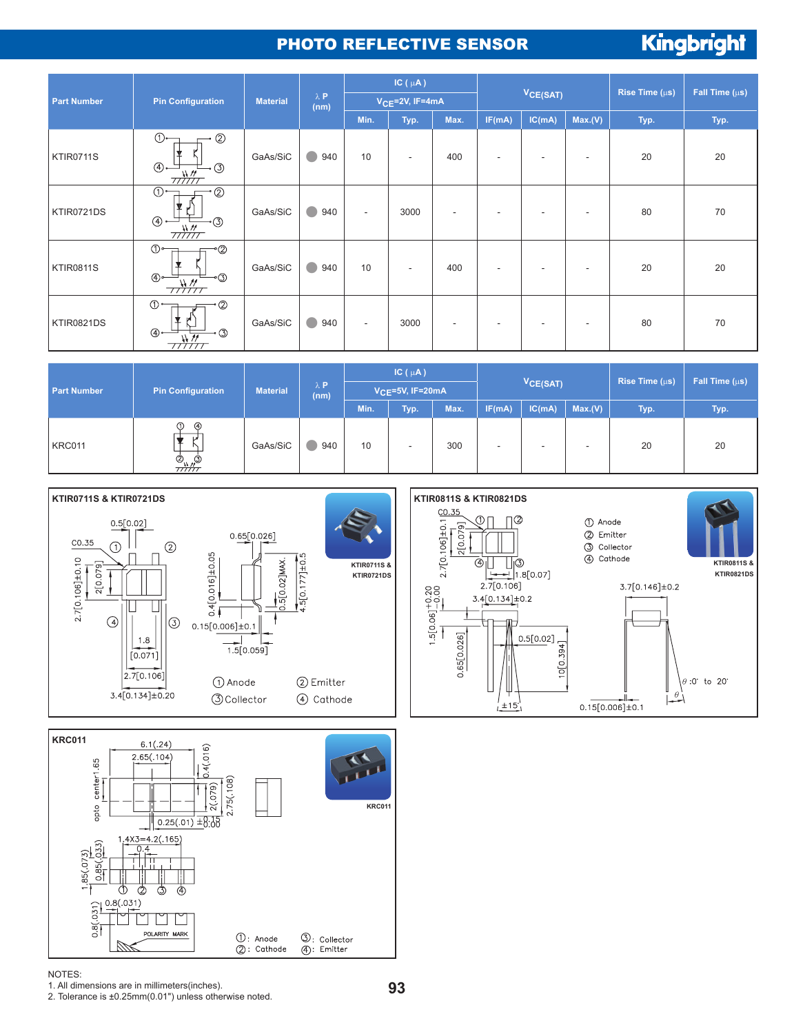# PHOTO REFLECTIVE SENSOR

Kingbright

| Part Number | Pin Configuration | Material | λ P (nm) | IC ( μA ) $V_{CE}$=2V, IF=4mA | | | $V_{CE(SAT)}$ | | | Rise Time (μs) | Fall Time (μs) |
|---|---|---|---|---|---|---|---|---|---|---|---|
| | | | | Min. | Typ. | Max. | IF(mA) | IC(mA) | Max.(V) | Typ. | Typ. |
| KTIR0711S | | GaAs/SiC | 940 | 10 | - | 400 | - | - | - | 20 | 20 |
| KTIR0721DS | | GaAs/SiC | 940 | - | 3000 | - | - | - | - | 80 | 70 |
| KTIR0811S | | GaAs/SiC | 940 | 10 | - | 400 | - | - | - | 20 | 20 |
| KTIR0821DS | | GaAs/SiC | 940 | - | 3000 | - | - | - | - | 80 | 70 |

| Part Number | Pin Configuration | Material | λ P (nm) | IC ( μA ) $V_{CE}$=5V, IF=20mA | | | $V_{CE(SAT)}$ | | | Rise Time (μs) | Fall Time (μs) |
|---|---|---|---|---|---|---|---|---|---|---|---|
| | | | | Min. | Typ. | Max. | IF(mA) | IC(mA) | Max.(V) | Typ. | Typ. |
| KRC011 | | GaAs/SiC | 940 | 10 | - | 300 | - | - | - | 20 | 20 |

## KTIR0711S & KTIR0721DS

0.5[0.02]
C0.35
0.65[0.026]
2.7[0.106]±0.10
2[0.079]
0.4[0.016]±0.05
0.5[0.02]MAX.
4.5[0.177]±0.5
0.15[0.006]±0.1
1.8 [0.071]
1.5[0.059]
2.7[0.106]
3.4[0.134]±0.20

① Anode ② Emitter
③ Collector ④ Cathode

KTIR0711S & KTIR0721DS

## KTIR0811S & KTIR0821DS

C0.35
2.7[0.106]±0.1
2[0.079]
1.8[0.07]
2.7[0.106]
3.4[0.134]±0.2
1.5[0.06] +0.20 −0.00
0.65[0.026]
0.5[0.02]
10[0.394]
±15°
3.7[0.146]±0.2
θ :0° to 20°
0.15[0.006]±0.1

① Anode
② Emitter
③ Collector
④ Cathode

KTIR0811S & KTIR0821DS

## KRC011

6.1(.24)
2.65(.104)
0.4(.016)
opto center1.65
2(.079)
2.75(.108)
0.25(.01) ± 0.15 / 0.00
1.4X3=4.2(.165)
0.4
1.85(.073)
0.85(.033)
0.8(.031)
0.8(.031)
POLARITY MARK

①: Anode ③: Collector
②: Cathode ④: Emitter

KRC011

NOTES:
1. All dimensions are in millimeters(inches).
2. Tolerance is ±0.25mm(0.01") unless otherwise noted.